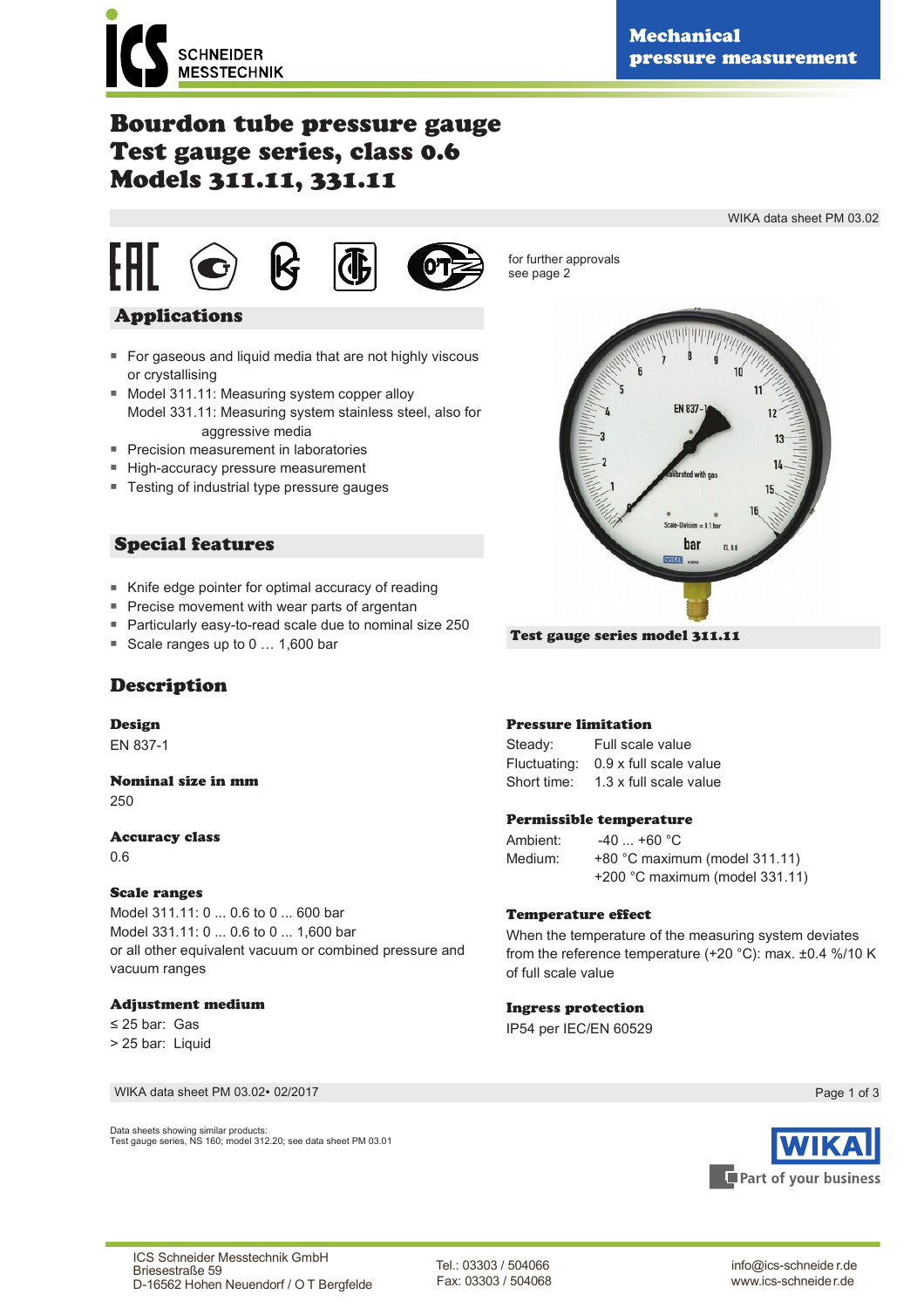# Bourdon tube pressure gauge
# Test gauge series, class 0.6
# Models 311.11, 331.11

WIKA data sheet PM 03.02

for further approvals see page 2

## Applications

- For gaseous and liquid media that are not highly viscous or crystallising
- Model 311.11: Measuring system copper alloy
  Model 331.11: Measuring system stainless steel, also for aggressive media
- Precision measurement in laboratories
- High-accuracy pressure measurement
- Testing of industrial type pressure gauges

## Special features

- Knife edge pointer for optimal accuracy of reading
- Precise movement with wear parts of argentan
- Particularly easy-to-read scale due to nominal size 250
- Scale ranges up to 0 … 1,600 bar

Test gauge series model 311.11

## Description

### Design
EN 837-1

### Nominal size in mm
250

### Accuracy class
0.6

### Scale ranges
Model 311.11: 0 ... 0.6 to 0 ... 600 bar
Model 331.11: 0 ... 0.6 to 0 ... 1,600 bar
or all other equivalent vacuum or combined pressure and vacuum ranges

### Adjustment medium
≤ 25 bar: Gas
> 25 bar: Liquid

### Pressure limitation
Steady: Full scale value
Fluctuating: 0.9 x full scale value
Short time: 1.3 x full scale value

### Permissible temperature
Ambient: -40 ... +60 °C
Medium: +80 °C maximum (model 311.11)
+200 °C maximum (model 331.11)

### Temperature effect
When the temperature of the measuring system deviates from the reference temperature (+20 °C): max. ±0.4 %/10 K of full scale value

### Ingress protection
IP54 per IEC/EN 60529

Data sheets showing similar products:
Test gauge series, NS 160; model 312.20; see data sheet PM 03.01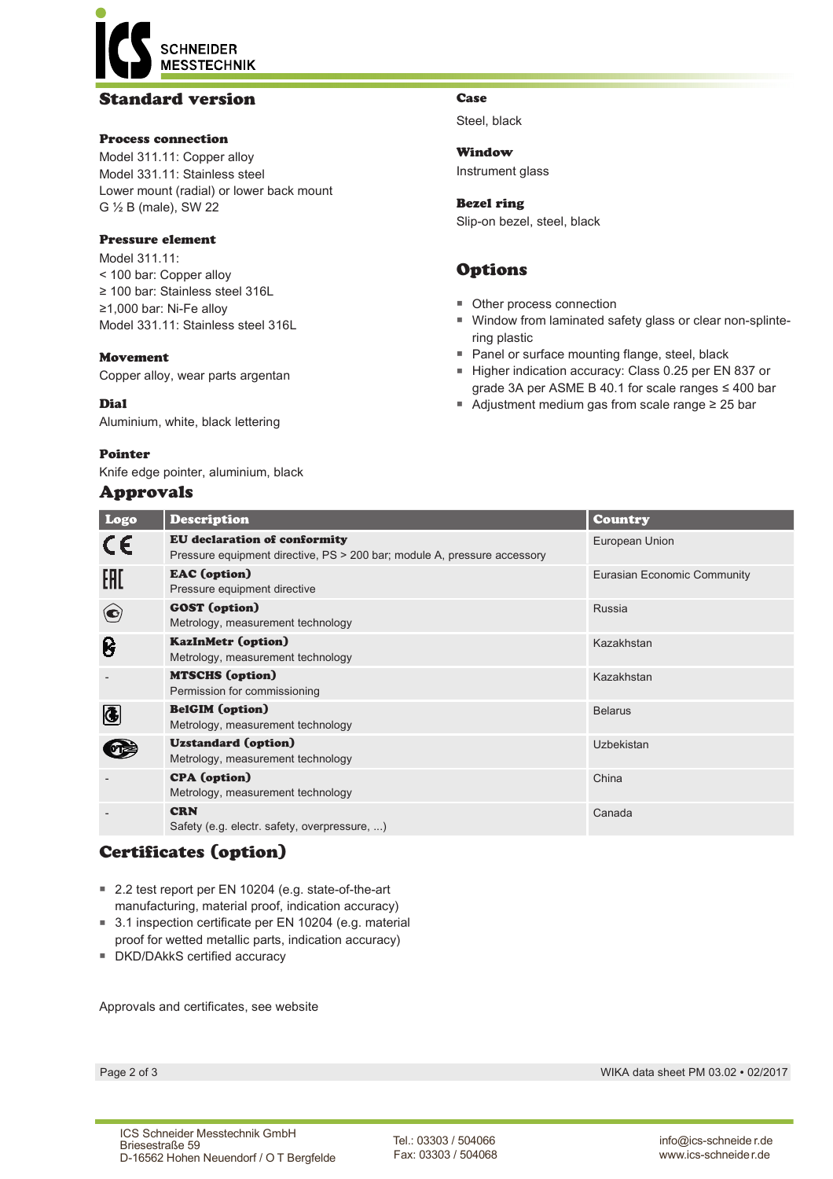## Standard version

**Process connection**
Model 311.11: Copper alloy
Model 331.11: Stainless steel
Lower mount (radial) or lower back mount
G ½ B (male), SW 22

**Pressure element**
Model 311.11:
< 100 bar: Copper alloy
≥ 100 bar: Stainless steel 316L
≥1,000 bar: Ni-Fe alloy
Model 331.11: Stainless steel 316L

**Movement**
Copper alloy, wear parts argentan

**Dial**
Aluminium, white, black lettering

**Pointer**
Knife edge pointer, aluminium, black

**Case**
Steel, black

**Window**
Instrument glass

**Bezel ring**
Slip-on bezel, steel, black

## Options

- Other process connection
- Window from laminated safety glass or clear non-splintering plastic
- Panel or surface mounting flange, steel, black
- Higher indication accuracy: Class 0.25 per EN 837 or grade 3A per ASME B 40.1 for scale ranges ≤ 400 bar
- Adjustment medium gas from scale range ≥ 25 bar

## Approvals

| Logo | Description | Country |
|---|---|---|
| CE | **EU declaration of conformity**<br>Pressure equipment directive, PS > 200 bar; module A, pressure accessory | European Union |
| EAC | **EAC (option)**<br>Pressure equipment directive | Eurasian Economic Community |
| | **GOST (option)**<br>Metrology, measurement technology | Russia |
| | **KazInMetr (option)**<br>Metrology, measurement technology | Kazakhstan |
| - | **MTSCHS (option)**<br>Permission for commissioning | Kazakhstan |
| | **BelGIM (option)**<br>Metrology, measurement technology | Belarus |
| | **Uzstandard (option)**<br>Metrology, measurement technology | Uzbekistan |
| - | **CPA (option)**<br>Metrology, measurement technology | China |
| - | **CRN**<br>Safety (e.g. electr. safety, overpressure, ...) | Canada |

## Certificates (option)

- 2.2 test report per EN 10204 (e.g. state-of-the-art manufacturing, material proof, indication accuracy)
- 3.1 inspection certificate per EN 10204 (e.g. material proof for wetted metallic parts, indication accuracy)
- DKD/DAkkS certified accuracy

Approvals and certificates, see website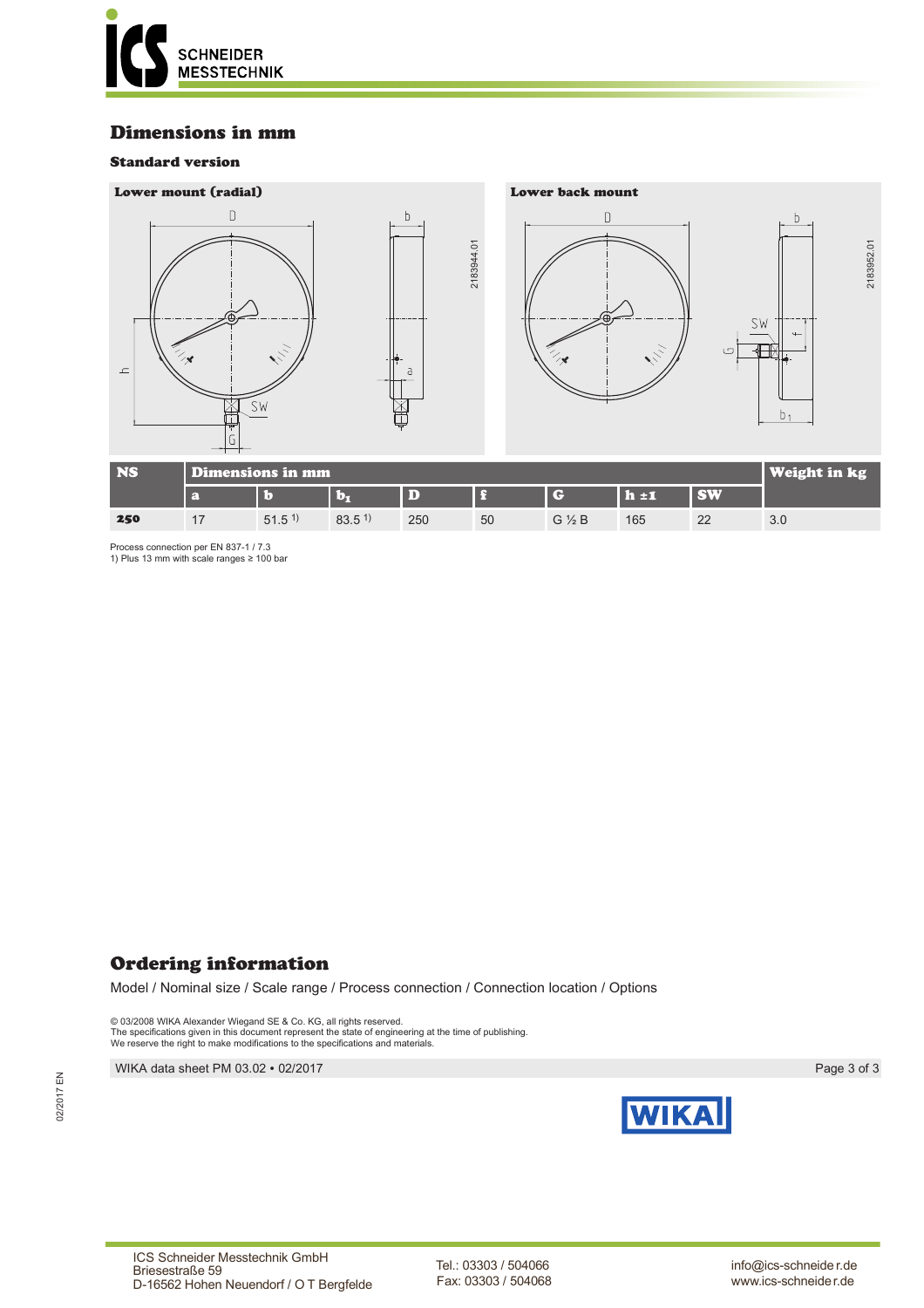## Dimensions in mm

### Standard version

**Lower mount (radial)**

**Lower back mount**

| NS | Dimensions in mm | | | | | | | | Weight in kg |
|---|---|---|---|---|---|---|---|---|---|
| | a | b | $b_1$ | D | f | G | h ±1 | SW | |
| **250** | 17 | 51.5 [1] | 83.5 [1] | 250 | 50 | G ½ B | 165 | 22 | 3.0 |

Process connection per EN 837-1 / 7.3
1) Plus 13 mm with scale ranges ≥ 100 bar

## Ordering information

Model / Nominal size / Scale range / Process connection / Connection location / Options

© 03/2008 WIKA Alexander Wiegand SE & Co. KG, all rights reserved.
The specifications given in this document represent the state of engineering at the time of publishing.
We reserve the right to make modifications to the specifications and materials.

WIKA data sheet PM 03.02 • 02/2017

ICS Schneider Messtechnik GmbH
Briesestraße 59
D-16562 Hohen Neuendorf / O T Bergfelde

Tel.: 03303 / 504066
Fax: 03303 / 504068

info@ics-schneider.de
www.ics-schneider.de